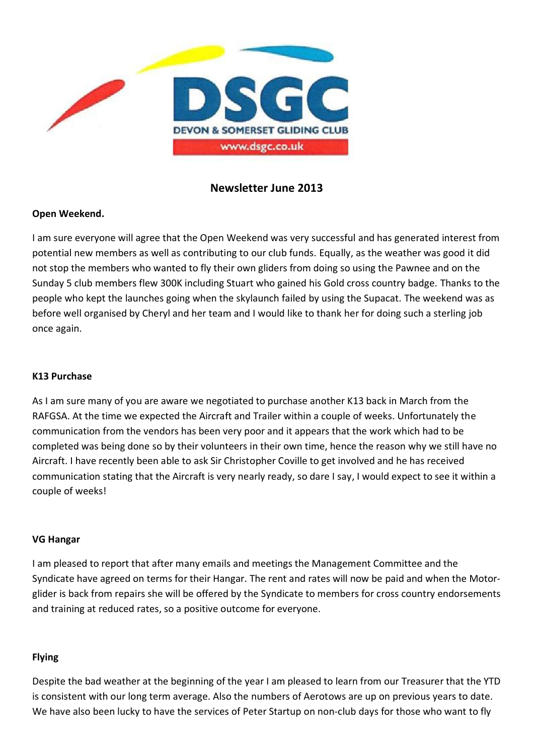DSGC

DEVON & SOMERSET GLIDING CLUB

www.dsgc.co.uk

# Newsletter June 2013

**Open Weekend.**

I am sure everyone will agree that the Open Weekend was very successful and has generated interest from potential new members as well as contributing to our club funds. Equally, as the weather was good it did not stop the members who wanted to fly their own gliders from doing so using the Pawnee and on the Sunday 5 club members flew 300K including Stuart who gained his Gold cross country badge. Thanks to the people who kept the launches going when the skylaunch failed by using the Supacat. The weekend was as before well organised by Cheryl and her team and I would like to thank her for doing such a sterling job once again.

**K13 Purchase**

As I am sure many of you are aware we negotiated to purchase another K13 back in March from the RAFGSA. At the time we expected the Aircraft and Trailer within a couple of weeks. Unfortunately the communication from the vendors has been very poor and it appears that the work which had to be completed was being done so by their volunteers in their own time, hence the reason why we still have no Aircraft. I have recently been able to ask Sir Christopher Coville to get involved and he has received communication stating that the Aircraft is very nearly ready, so dare I say, I would expect to see it within a couple of weeks!

**VG Hangar**

I am pleased to report that after many emails and meetings the Management Committee and the Syndicate have agreed on terms for their Hangar. The rent and rates will now be paid and when the Motor-glider is back from repairs she will be offered by the Syndicate to members for cross country endorsements and training at reduced rates, so a positive outcome for everyone.

**Flying**

Despite the bad weather at the beginning of the year I am pleased to learn from our Treasurer that the YTD is consistent with our long term average. Also the numbers of Aerotows are up on previous years to date. We have also been lucky to have the services of Peter Startup on non-club days for those who want to fly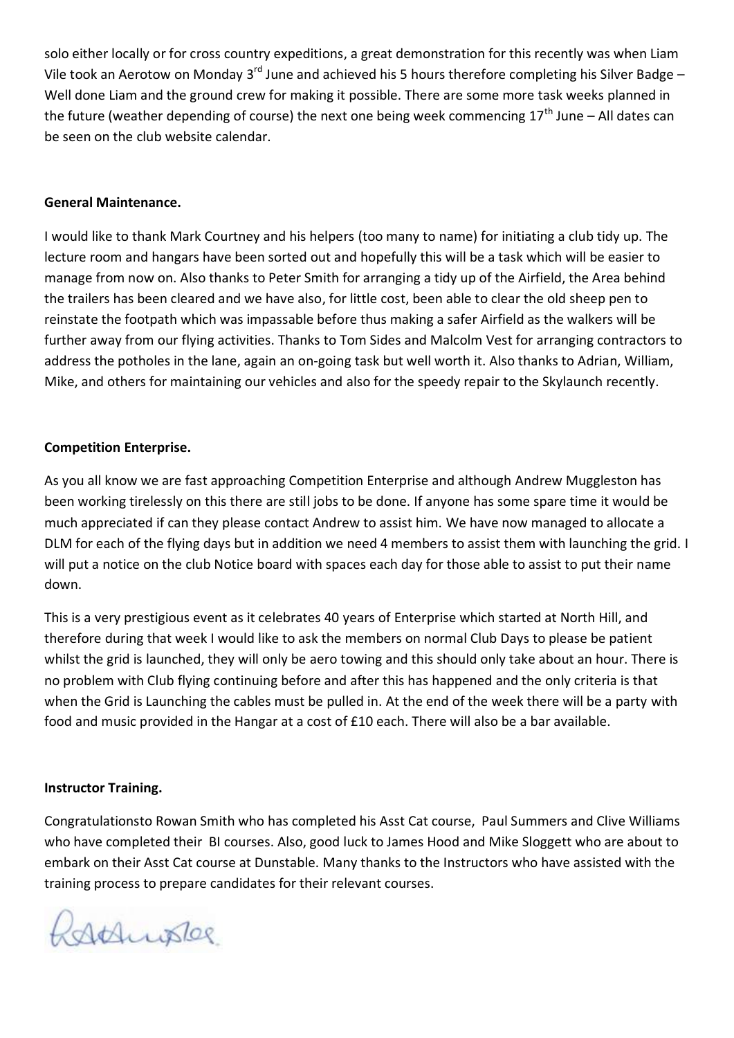solo either locally or for cross country expeditions, a great demonstration for this recently was when Liam Vile took an Aerotow on Monday 3rd June and achieved his 5 hours therefore completing his Silver Badge – Well done Liam and the ground crew for making it possible. There are some more task weeks planned in the future (weather depending of course) the next one being week commencing 17th June – All dates can be seen on the club website calendar.

**General Maintenance.**

I would like to thank Mark Courtney and his helpers (too many to name) for initiating a club tidy up. The lecture room and hangars have been sorted out and hopefully this will be a task which will be easier to manage from now on. Also thanks to Peter Smith for arranging a tidy up of the Airfield, the Area behind the trailers has been cleared and we have also, for little cost, been able to clear the old sheep pen to reinstate the footpath which was impassable before thus making a safer Airfield as the walkers will be further away from our flying activities. Thanks to Tom Sides and Malcolm Vest for arranging contractors to address the potholes in the lane, again an on-going task but well worth it. Also thanks to Adrian, William, Mike, and others for maintaining our vehicles and also for the speedy repair to the Skylaunch recently.

**Competition Enterprise.**

As you all know we are fast approaching Competition Enterprise and although Andrew Muggleston has been working tirelessly on this there are still jobs to be done. If anyone has some spare time it would be much appreciated if can they please contact Andrew to assist him. We have now managed to allocate a DLM for each of the flying days but in addition we need 4 members to assist them with launching the grid. I will put a notice on the club Notice board with spaces each day for those able to assist to put their name down.

This is a very prestigious event as it celebrates 40 years of Enterprise which started at North Hill, and therefore during that week I would like to ask the members on normal Club Days to please be patient whilst the grid is launched, they will only be aero towing and this should only take about an hour. There is no problem with Club flying continuing before and after this has happened and the only criteria is that when the Grid is Launching the cables must be pulled in. At the end of the week there will be a party with food and music provided in the Hangar at a cost of £10 each. There will also be a bar available.

**Instructor Training.**

Congratulationsto Rowan Smith who has completed his Asst Cat course, Paul Summers and Clive Williams who have completed their BI courses. Also, good luck to James Hood and Mike Sloggett who are about to embark on their Asst Cat course at Dunstable. Many thanks to the Instructors who have assisted with the training process to prepare candidates for their relevant courses.